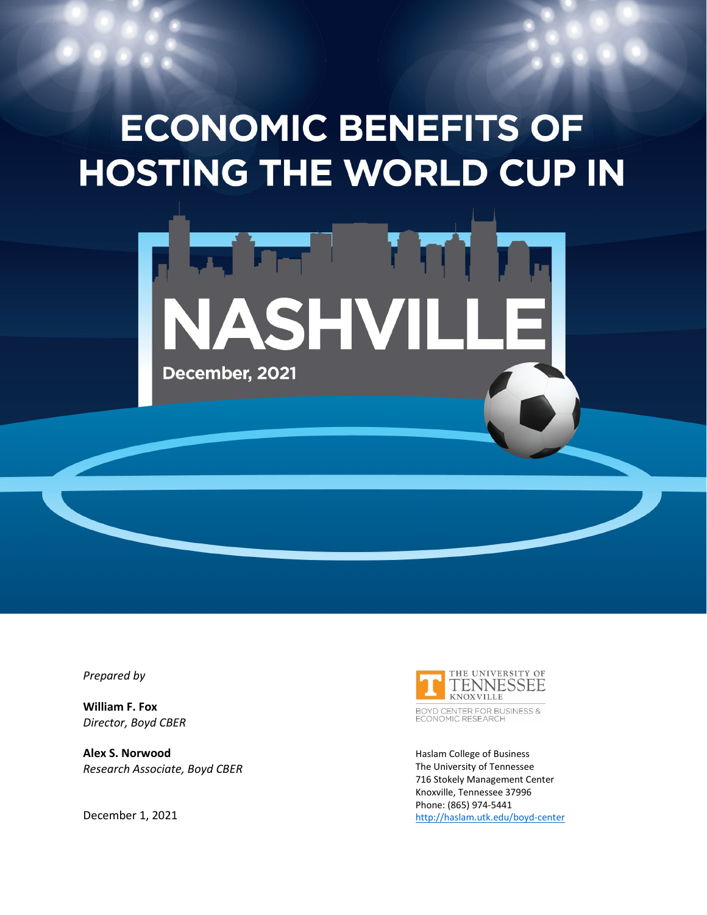# ECONOMIC BENEFITS OF HOSTING THE WORLD CUP IN NASHVILLE

December, 2021

*Prepared by*

**William F. Fox**
*Director, Boyd CBER*

**Alex S. Norwood**
*Research Associate, Boyd CBER*

December 1, 2021

THE UNIVERSITY OF TENNESSEE KNOXVILLE
BOYD CENTER FOR BUSINESS & ECONOMIC RESEARCH

Haslam College of Business
The University of Tennessee
716 Stokely Management Center
Knoxville, Tennessee 37996
Phone: (865) 974-5441
http://haslam.utk.edu/boyd-center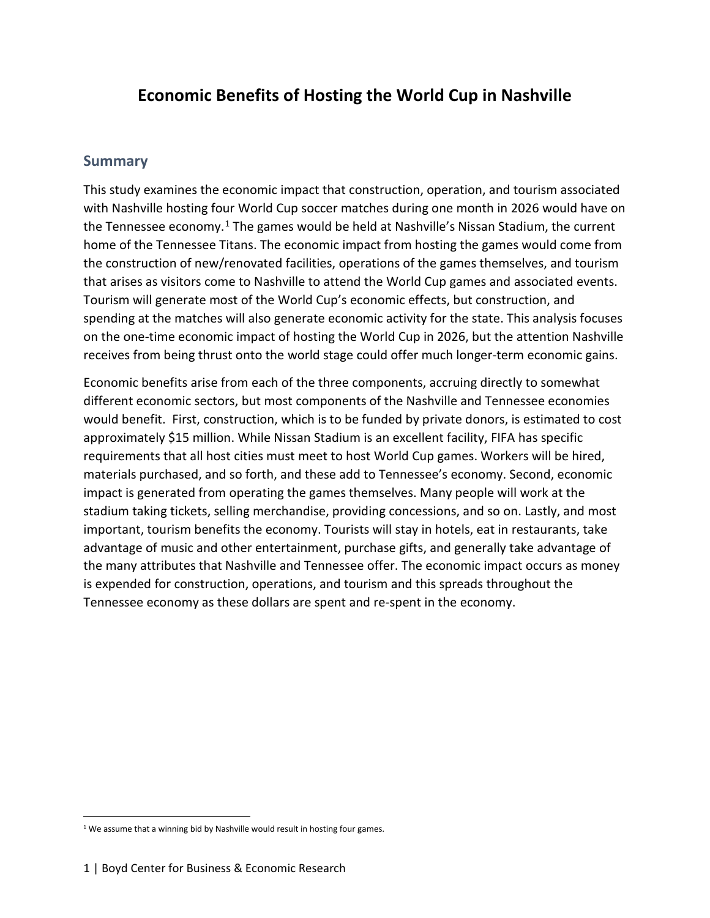# Economic Benefits of Hosting the World Cup in Nashville

## Summary

This study examines the economic impact that construction, operation, and tourism associated with Nashville hosting four World Cup soccer matches during one month in 2026 would have on the Tennessee economy.[1] The games would be held at Nashville's Nissan Stadium, the current home of the Tennessee Titans. The economic impact from hosting the games would come from the construction of new/renovated facilities, operations of the games themselves, and tourism that arises as visitors come to Nashville to attend the World Cup games and associated events. Tourism will generate most of the World Cup's economic effects, but construction, and spending at the matches will also generate economic activity for the state. This analysis focuses on the one-time economic impact of hosting the World Cup in 2026, but the attention Nashville receives from being thrust onto the world stage could offer much longer-term economic gains.

Economic benefits arise from each of the three components, accruing directly to somewhat different economic sectors, but most components of the Nashville and Tennessee economies would benefit. First, construction, which is to be funded by private donors, is estimated to cost approximately $15 million. While Nissan Stadium is an excellent facility, FIFA has specific requirements that all host cities must meet to host World Cup games. Workers will be hired, materials purchased, and so forth, and these add to Tennessee's economy. Second, economic impact is generated from operating the games themselves. Many people will work at the stadium taking tickets, selling merchandise, providing concessions, and so on. Lastly, and most important, tourism benefits the economy. Tourists will stay in hotels, eat in restaurants, take advantage of music and other entertainment, purchase gifts, and generally take advantage of the many attributes that Nashville and Tennessee offer. The economic impact occurs as money is expended for construction, operations, and tourism and this spreads throughout the Tennessee economy as these dollars are spent and re-spent in the economy.

[1] We assume that a winning bid by Nashville would result in hosting four games.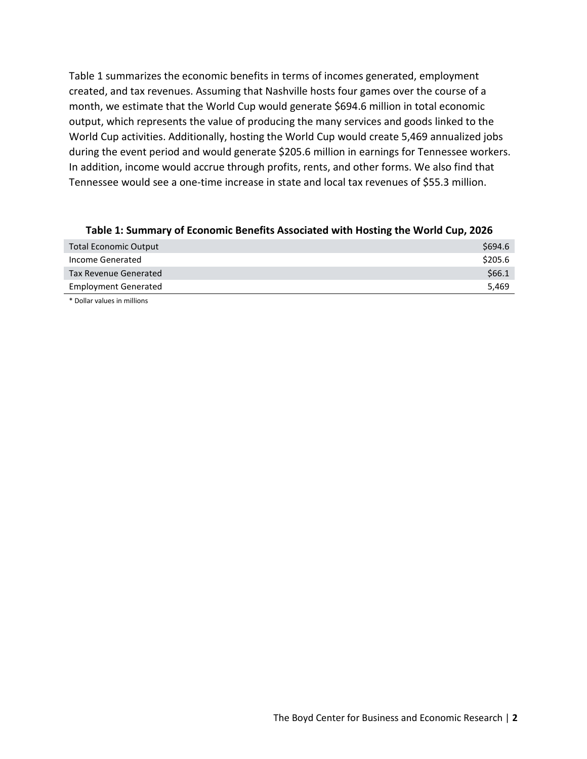Table 1 summarizes the economic benefits in terms of incomes generated, employment created, and tax revenues. Assuming that Nashville hosts four games over the course of a month, we estimate that the World Cup would generate $694.6 million in total economic output, which represents the value of producing the many services and goods linked to the World Cup activities. Additionally, hosting the World Cup would create 5,469 annualized jobs during the event period and would generate $205.6 million in earnings for Tennessee workers. In addition, income would accrue through profits, rents, and other forms. We also find that Tennessee would see a one-time increase in state and local tax revenues of $55.3 million.

**Table 1: Summary of Economic Benefits Associated with Hosting the World Cup, 2026**

| | |
|---|---:|
| Total Economic Output | $694.6 |
| Income Generated | $205.6 |
| Tax Revenue Generated | $66.1 |
| Employment Generated | 5,469 |

* Dollar values in millions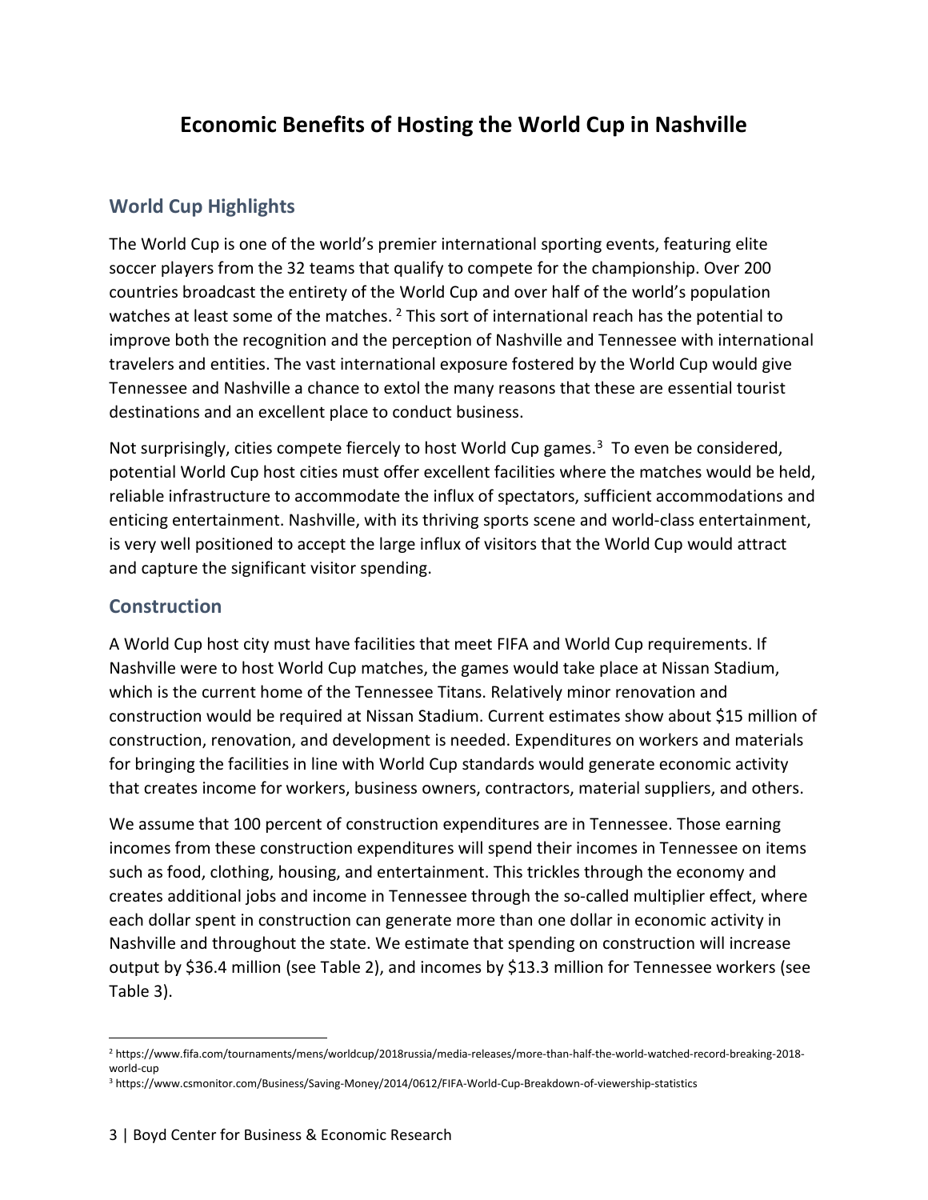# Economic Benefits of Hosting the World Cup in Nashville

## World Cup Highlights

The World Cup is one of the world's premier international sporting events, featuring elite soccer players from the 32 teams that qualify to compete for the championship. Over 200 countries broadcast the entirety of the World Cup and over half of the world's population watches at least some of the matches. [2] This sort of international reach has the potential to improve both the recognition and the perception of Nashville and Tennessee with international travelers and entities. The vast international exposure fostered by the World Cup would give Tennessee and Nashville a chance to extol the many reasons that these are essential tourist destinations and an excellent place to conduct business.

Not surprisingly, cities compete fiercely to host World Cup games.[3] To even be considered, potential World Cup host cities must offer excellent facilities where the matches would be held, reliable infrastructure to accommodate the influx of spectators, sufficient accommodations and enticing entertainment. Nashville, with its thriving sports scene and world-class entertainment, is very well positioned to accept the large influx of visitors that the World Cup would attract and capture the significant visitor spending.

## Construction

A World Cup host city must have facilities that meet FIFA and World Cup requirements. If Nashville were to host World Cup matches, the games would take place at Nissan Stadium, which is the current home of the Tennessee Titans. Relatively minor renovation and construction would be required at Nissan Stadium. Current estimates show about $15 million of construction, renovation, and development is needed. Expenditures on workers and materials for bringing the facilities in line with World Cup standards would generate economic activity that creates income for workers, business owners, contractors, material suppliers, and others.

We assume that 100 percent of construction expenditures are in Tennessee. Those earning incomes from these construction expenditures will spend their incomes in Tennessee on items such as food, clothing, housing, and entertainment. This trickles through the economy and creates additional jobs and income in Tennessee through the so-called multiplier effect, where each dollar spent in construction can generate more than one dollar in economic activity in Nashville and throughout the state. We estimate that spending on construction will increase output by $36.4 million (see Table 2), and incomes by $13.3 million for Tennessee workers (see Table 3).

---

[2] https://www.fifa.com/tournaments/mens/worldcup/2018russia/media-releases/more-than-half-the-world-watched-record-breaking-2018-world-cup

[3] https://www.csmonitor.com/Business/Saving-Money/2014/0612/FIFA-World-Cup-Breakdown-of-viewership-statistics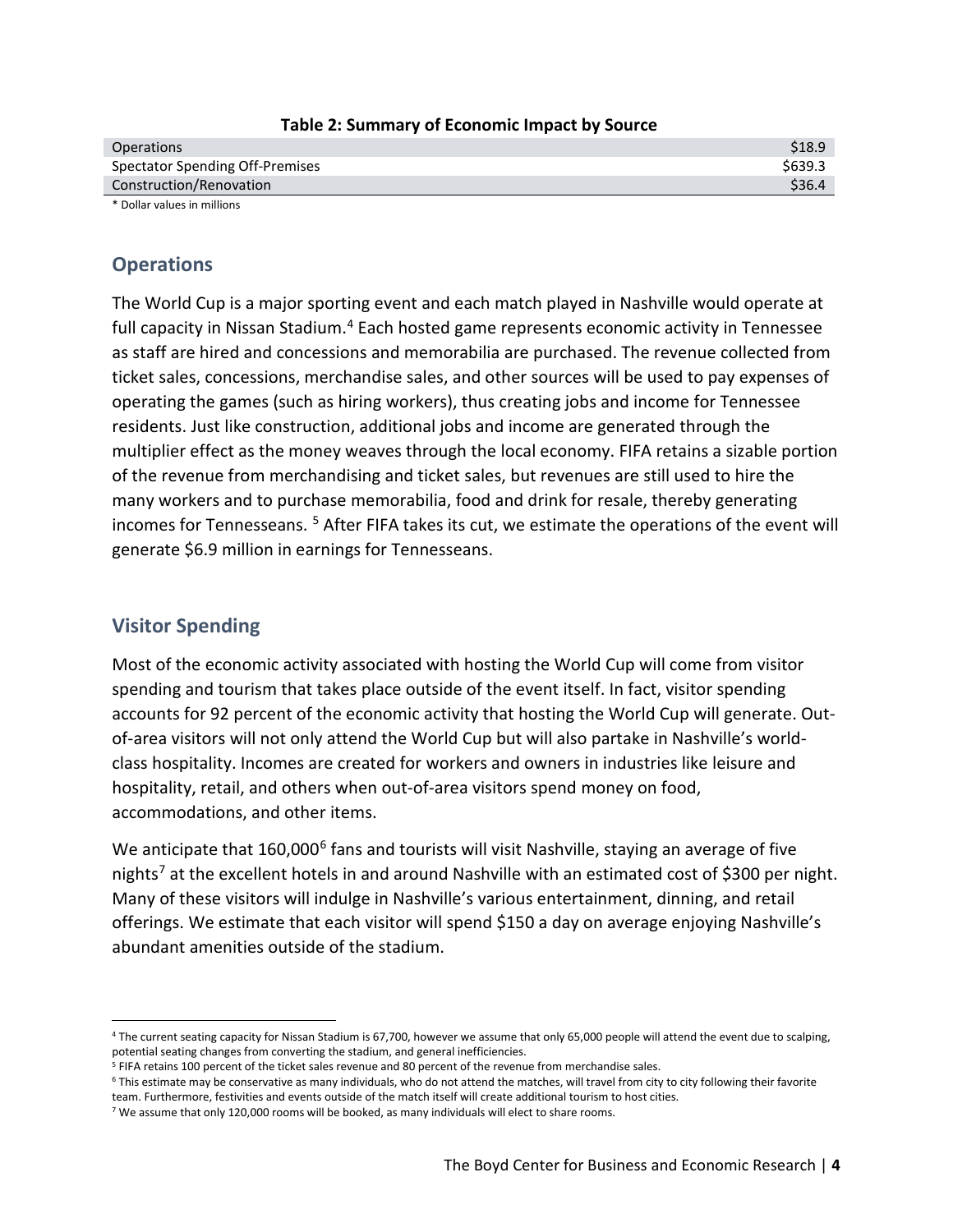**Table 2: Summary of Economic Impact by Source**

| | |
|---|---|
| Operations | $18.9 |
| Spectator Spending Off-Premises | $639.3 |
| Construction/Renovation | $36.4 |

* Dollar values in millions

## Operations

The World Cup is a major sporting event and each match played in Nashville would operate at full capacity in Nissan Stadium.[4] Each hosted game represents economic activity in Tennessee as staff are hired and concessions and memorabilia are purchased. The revenue collected from ticket sales, concessions, merchandise sales, and other sources will be used to pay expenses of operating the games (such as hiring workers), thus creating jobs and income for Tennessee residents. Just like construction, additional jobs and income are generated through the multiplier effect as the money weaves through the local economy. FIFA retains a sizable portion of the revenue from merchandising and ticket sales, but revenues are still used to hire the many workers and to purchase memorabilia, food and drink for resale, thereby generating incomes for Tennesseans. [5] After FIFA takes its cut, we estimate the operations of the event will generate $6.9 million in earnings for Tennesseans.

## Visitor Spending

Most of the economic activity associated with hosting the World Cup will come from visitor spending and tourism that takes place outside of the event itself. In fact, visitor spending accounts for 92 percent of the economic activity that hosting the World Cup will generate. Out-of-area visitors will not only attend the World Cup but will also partake in Nashville's world-class hospitality. Incomes are created for workers and owners in industries like leisure and hospitality, retail, and others when out-of-area visitors spend money on food, accommodations, and other items.

We anticipate that 160,000[6] fans and tourists will visit Nashville, staying an average of five nights[7] at the excellent hotels in and around Nashville with an estimated cost of $300 per night. Many of these visitors will indulge in Nashville's various entertainment, dinning, and retail offerings. We estimate that each visitor will spend $150 a day on average enjoying Nashville's abundant amenities outside of the stadium.

---

[4] The current seating capacity for Nissan Stadium is 67,700, however we assume that only 65,000 people will attend the event due to scalping, potential seating changes from converting the stadium, and general inefficiencies.

[5] FIFA retains 100 percent of the ticket sales revenue and 80 percent of the revenue from merchandise sales.

[6] This estimate may be conservative as many individuals, who do not attend the matches, will travel from city to city following their favorite team. Furthermore, festivities and events outside of the match itself will create additional tourism to host cities.

[7] We assume that only 120,000 rooms will be booked, as many individuals will elect to share rooms.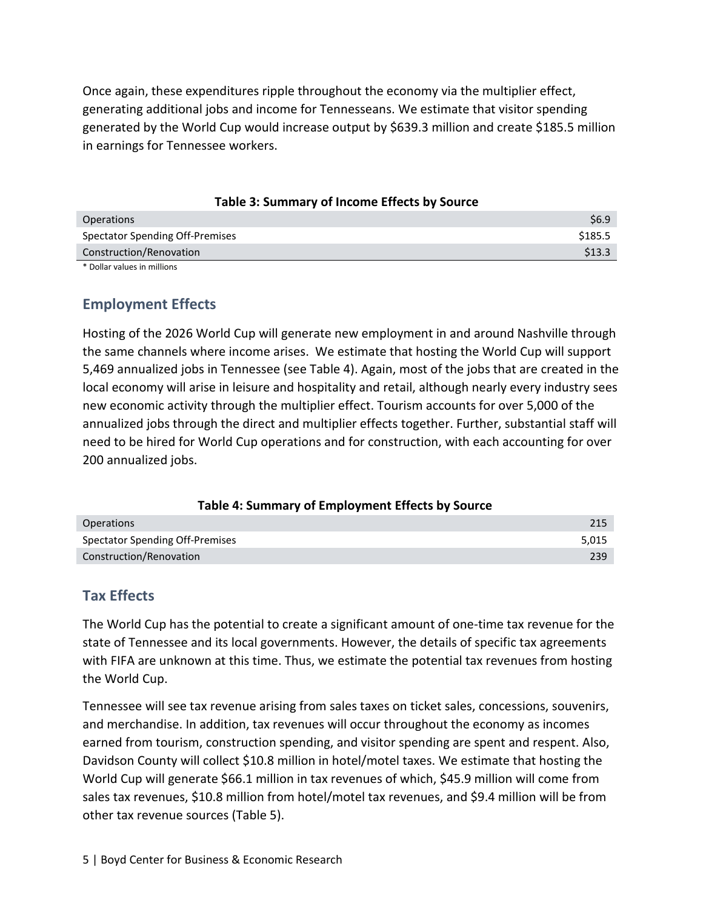Once again, these expenditures ripple throughout the economy via the multiplier effect, generating additional jobs and income for Tennesseans. We estimate that visitor spending generated by the World Cup would increase output by $639.3 million and create $185.5 million in earnings for Tennessee workers.

**Table 3: Summary of Income Effects by Source**

| | |
|---|---:|
| Operations | $6.9 |
| Spectator Spending Off-Premises | $185.5 |
| Construction/Renovation | $13.3 |

* Dollar values in millions

## Employment Effects

Hosting of the 2026 World Cup will generate new employment in and around Nashville through the same channels where income arises. We estimate that hosting the World Cup will support 5,469 annualized jobs in Tennessee (see Table 4). Again, most of the jobs that are created in the local economy will arise in leisure and hospitality and retail, although nearly every industry sees new economic activity through the multiplier effect. Tourism accounts for over 5,000 of the annualized jobs through the direct and multiplier effects together. Further, substantial staff will need to be hired for World Cup operations and for construction, with each accounting for over 200 annualized jobs.

**Table 4: Summary of Employment Effects by Source**

| | |
|---|---:|
| Operations | 215 |
| Spectator Spending Off-Premises | 5,015 |
| Construction/Renovation | 239 |

## Tax Effects

The World Cup has the potential to create a significant amount of one-time tax revenue for the state of Tennessee and its local governments. However, the details of specific tax agreements with FIFA are unknown at this time. Thus, we estimate the potential tax revenues from hosting the World Cup.

Tennessee will see tax revenue arising from sales taxes on ticket sales, concessions, souvenirs, and merchandise. In addition, tax revenues will occur throughout the economy as incomes earned from tourism, construction spending, and visitor spending are spent and respent. Also, Davidson County will collect $10.8 million in hotel/motel taxes. We estimate that hosting the World Cup will generate $66.1 million in tax revenues of which, $45.9 million will come from sales tax revenues, $10.8 million from hotel/motel tax revenues, and $9.4 million will be from other tax revenue sources (Table 5).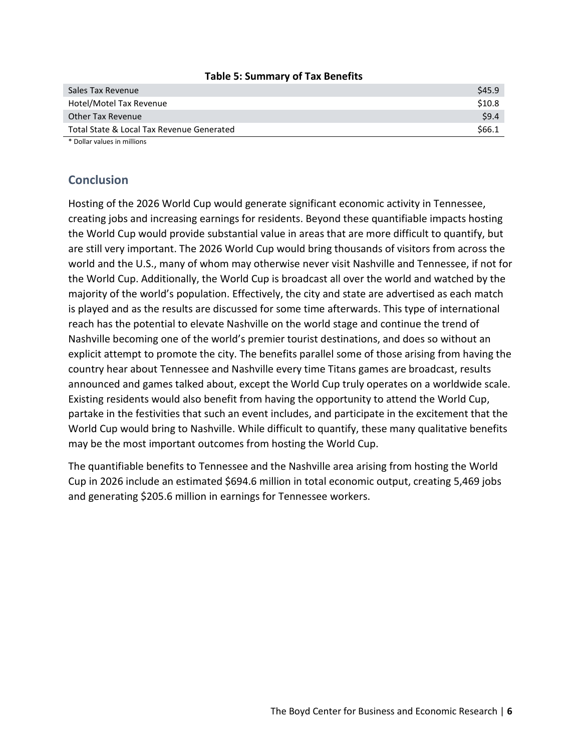**Table 5: Summary of Tax Benefits**

| | |
|---|---|
| Sales Tax Revenue | $45.9 |
| Hotel/Motel Tax Revenue | $10.8 |
| Other Tax Revenue | $9.4 |
| Total State & Local Tax Revenue Generated | $66.1 |

* Dollar values in millions

## Conclusion

Hosting of the 2026 World Cup would generate significant economic activity in Tennessee, creating jobs and increasing earnings for residents. Beyond these quantifiable impacts hosting the World Cup would provide substantial value in areas that are more difficult to quantify, but are still very important. The 2026 World Cup would bring thousands of visitors from across the world and the U.S., many of whom may otherwise never visit Nashville and Tennessee, if not for the World Cup. Additionally, the World Cup is broadcast all over the world and watched by the majority of the world's population. Effectively, the city and state are advertised as each match is played and as the results are discussed for some time afterwards. This type of international reach has the potential to elevate Nashville on the world stage and continue the trend of Nashville becoming one of the world's premier tourist destinations, and does so without an explicit attempt to promote the city. The benefits parallel some of those arising from having the country hear about Tennessee and Nashville every time Titans games are broadcast, results announced and games talked about, except the World Cup truly operates on a worldwide scale. Existing residents would also benefit from having the opportunity to attend the World Cup, partake in the festivities that such an event includes, and participate in the excitement that the World Cup would bring to Nashville. While difficult to quantify, these many qualitative benefits may be the most important outcomes from hosting the World Cup.

The quantifiable benefits to Tennessee and the Nashville area arising from hosting the World Cup in 2026 include an estimated $694.6 million in total economic output, creating 5,469 jobs and generating $205.6 million in earnings for Tennessee workers.